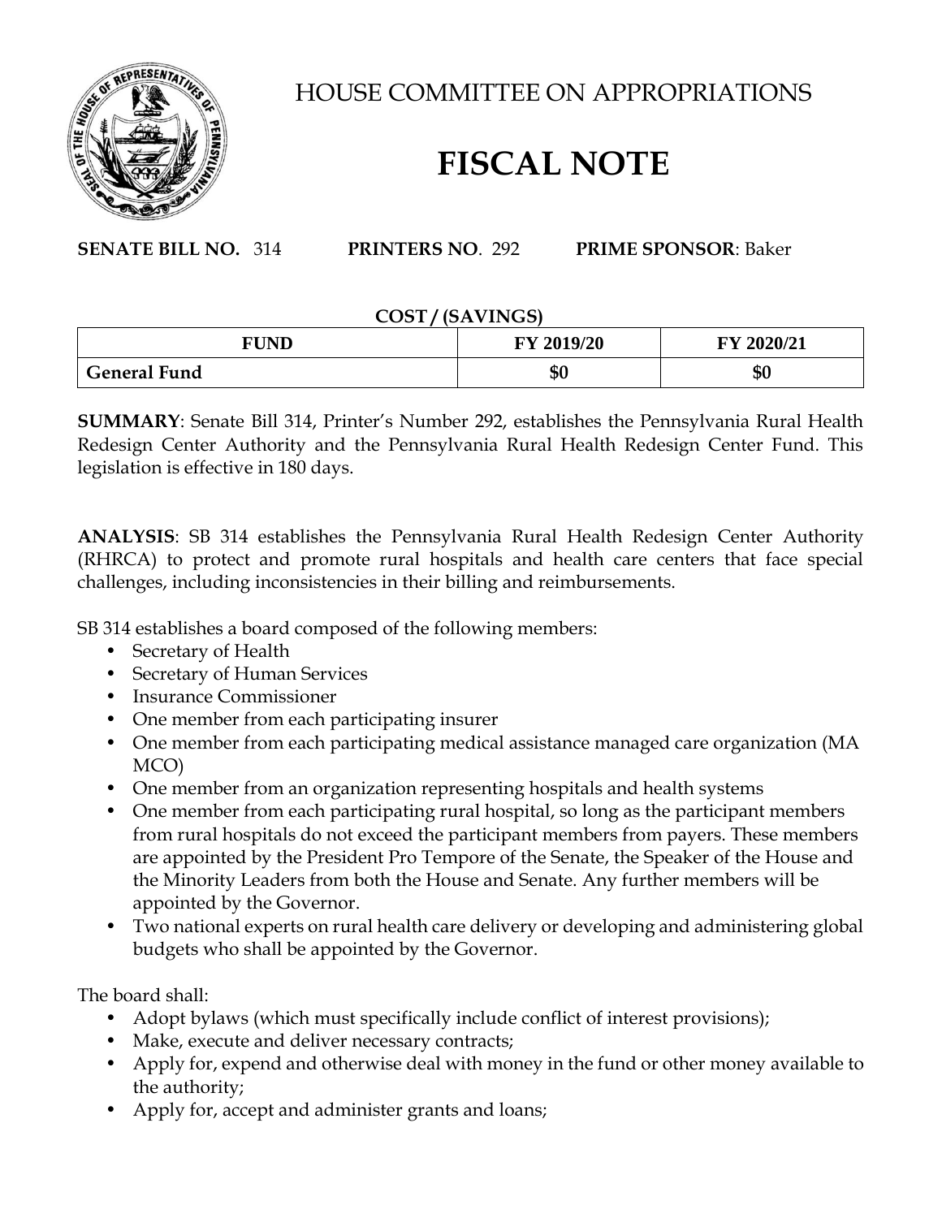# HOUSE COMMITTEE ON APPROPRIATIONS

# FISCAL NOTE

**SENATE BILL NO.** 314 **PRINTERS NO**. 292 **PRIME SPONSOR**: Baker

**COST / (SAVINGS)**

| FUND | FY 2019/20 | FY 2020/21 |
|---|---|---|
| **General Fund** | **$0** | **$0** |

**SUMMARY**: Senate Bill 314, Printer's Number 292, establishes the Pennsylvania Rural Health Redesign Center Authority and the Pennsylvania Rural Health Redesign Center Fund. This legislation is effective in 180 days.

**ANALYSIS**: SB 314 establishes the Pennsylvania Rural Health Redesign Center Authority (RHRCA) to protect and promote rural hospitals and health care centers that face special challenges, including inconsistencies in their billing and reimbursements.

SB 314 establishes a board composed of the following members:

- Secretary of Health
- Secretary of Human Services
- Insurance Commissioner
- One member from each participating insurer
- One member from each participating medical assistance managed care organization (MA MCO)
- One member from an organization representing hospitals and health systems
- One member from each participating rural hospital, so long as the participant members from rural hospitals do not exceed the participant members from payers. These members are appointed by the President Pro Tempore of the Senate, the Speaker of the House and the Minority Leaders from both the House and Senate. Any further members will be appointed by the Governor.
- Two national experts on rural health care delivery or developing and administering global budgets who shall be appointed by the Governor.

The board shall:

- Adopt bylaws (which must specifically include conflict of interest provisions);
- Make, execute and deliver necessary contracts;
- Apply for, expend and otherwise deal with money in the fund or other money available to the authority;
- Apply for, accept and administer grants and loans;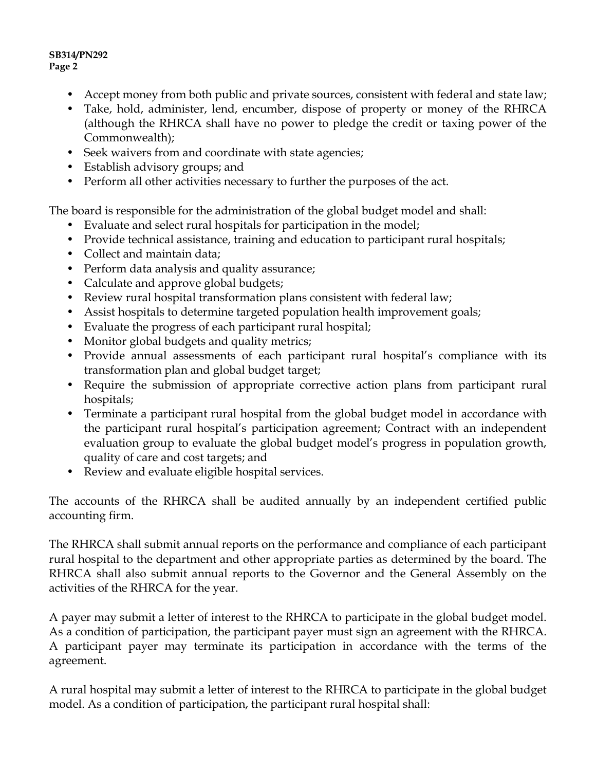- Accept money from both public and private sources, consistent with federal and state law;
- Take, hold, administer, lend, encumber, dispose of property or money of the RHRCA (although the RHRCA shall have no power to pledge the credit or taxing power of the Commonwealth);
- Seek waivers from and coordinate with state agencies;
- Establish advisory groups; and
- Perform all other activities necessary to further the purposes of the act.

The board is responsible for the administration of the global budget model and shall:

- Evaluate and select rural hospitals for participation in the model;
- Provide technical assistance, training and education to participant rural hospitals;
- Collect and maintain data;
- Perform data analysis and quality assurance;
- Calculate and approve global budgets;
- Review rural hospital transformation plans consistent with federal law;
- Assist hospitals to determine targeted population health improvement goals;
- Evaluate the progress of each participant rural hospital;
- Monitor global budgets and quality metrics;
- Provide annual assessments of each participant rural hospital's compliance with its transformation plan and global budget target;
- Require the submission of appropriate corrective action plans from participant rural hospitals;
- Terminate a participant rural hospital from the global budget model in accordance with the participant rural hospital's participation agreement; Contract with an independent evaluation group to evaluate the global budget model's progress in population growth, quality of care and cost targets; and
- Review and evaluate eligible hospital services.

The accounts of the RHRCA shall be audited annually by an independent certified public accounting firm.

The RHRCA shall submit annual reports on the performance and compliance of each participant rural hospital to the department and other appropriate parties as determined by the board. The RHRCA shall also submit annual reports to the Governor and the General Assembly on the activities of the RHRCA for the year.

A payer may submit a letter of interest to the RHRCA to participate in the global budget model. As a condition of participation, the participant payer must sign an agreement with the RHRCA. A participant payer may terminate its participation in accordance with the terms of the agreement.

A rural hospital may submit a letter of interest to the RHRCA to participate in the global budget model. As a condition of participation, the participant rural hospital shall: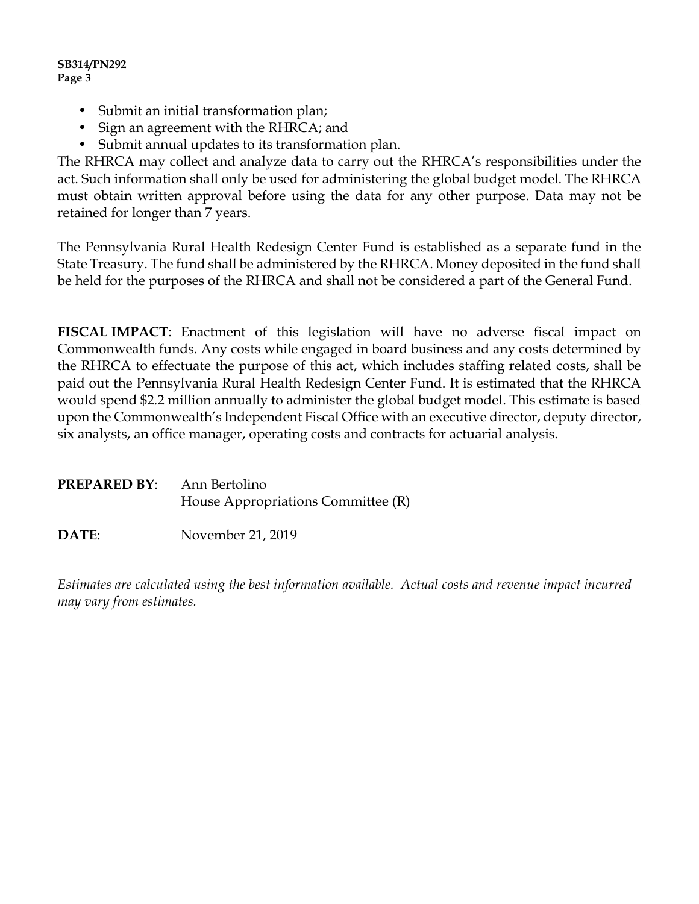- Submit an initial transformation plan;
- Sign an agreement with the RHRCA; and
- Submit annual updates to its transformation plan.

The RHRCA may collect and analyze data to carry out the RHRCA's responsibilities under the act. Such information shall only be used for administering the global budget model. The RHRCA must obtain written approval before using the data for any other purpose. Data may not be retained for longer than 7 years.

The Pennsylvania Rural Health Redesign Center Fund is established as a separate fund in the State Treasury. The fund shall be administered by the RHRCA. Money deposited in the fund shall be held for the purposes of the RHRCA and shall not be considered a part of the General Fund.

**FISCAL IMPACT**: Enactment of this legislation will have no adverse fiscal impact on Commonwealth funds. Any costs while engaged in board business and any costs determined by the RHRCA to effectuate the purpose of this act, which includes staffing related costs, shall be paid out the Pennsylvania Rural Health Redesign Center Fund. It is estimated that the RHRCA would spend $2.2 million annually to administer the global budget model. This estimate is based upon the Commonwealth's Independent Fiscal Office with an executive director, deputy director, six analysts, an office manager, operating costs and contracts for actuarial analysis.

**PREPARED BY**: Ann Bertolino
House Appropriations Committee (R)

**DATE**: November 21, 2019

*Estimates are calculated using the best information available. Actual costs and revenue impact incurred may vary from estimates.*